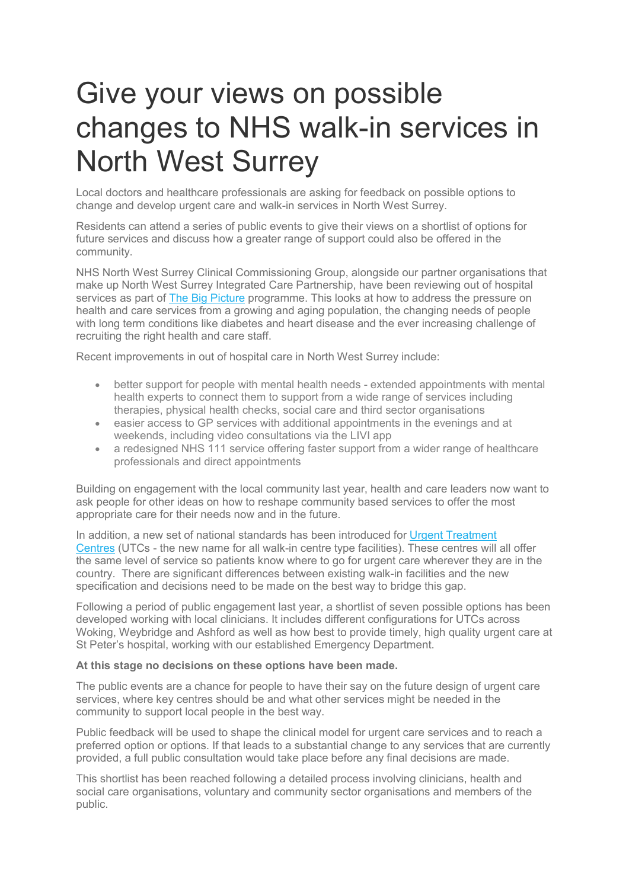# Give your views on possible changes to NHS walk-in services in North West Surrey

Local doctors and healthcare professionals are asking for feedback on possible options to change and develop urgent care and walk-in services in North West Surrey.

Residents can attend a series of public events to give their views on a shortlist of options for future services and discuss how a greater range of support could also be offered in the community.

NHS North West Surrey Clinical Commissioning Group, alongside our partner organisations that make up North West Surrey Integrated Care Partnership, have been reviewing out of hospital services as part of The Big Picture programme. This looks at how to address the pressure on health and care services from a growing and aging population, the changing needs of people with long term conditions like diabetes and heart disease and the ever increasing challenge of recruiting the right health and care staff.

Recent improvements in out of hospital care in North West Surrey include:

- better support for people with mental health needs - extended appointments with mental health experts to connect them to support from a wide range of services including therapies, physical health checks, social care and third sector organisations
- easier access to GP services with additional appointments in the evenings and at weekends, including video consultations via the LIVI app
- a redesigned NHS 111 service offering faster support from a wider range of healthcare professionals and direct appointments

Building on engagement with the local community last year, health and care leaders now want to ask people for other ideas on how to reshape community based services to offer the most appropriate care for their needs now and in the future.

In addition, a new set of national standards has been introduced for Urgent Treatment Centres (UTCs - the new name for all walk-in centre type facilities). These centres will all offer the same level of service so patients know where to go for urgent care wherever they are in the country. There are significant differences between existing walk-in facilities and the new specification and decisions need to be made on the best way to bridge this gap.

Following a period of public engagement last year, a shortlist of seven possible options has been developed working with local clinicians. It includes different configurations for UTCs across Woking, Weybridge and Ashford as well as how best to provide timely, high quality urgent care at St Peter's hospital, working with our established Emergency Department.

**At this stage no decisions on these options have been made.**

The public events are a chance for people to have their say on the future design of urgent care services, where key centres should be and what other services might be needed in the community to support local people in the best way.

Public feedback will be used to shape the clinical model for urgent care services and to reach a preferred option or options. If that leads to a substantial change to any services that are currently provided, a full public consultation would take place before any final decisions are made.

This shortlist has been reached following a detailed process involving clinicians, health and social care organisations, voluntary and community sector organisations and members of the public.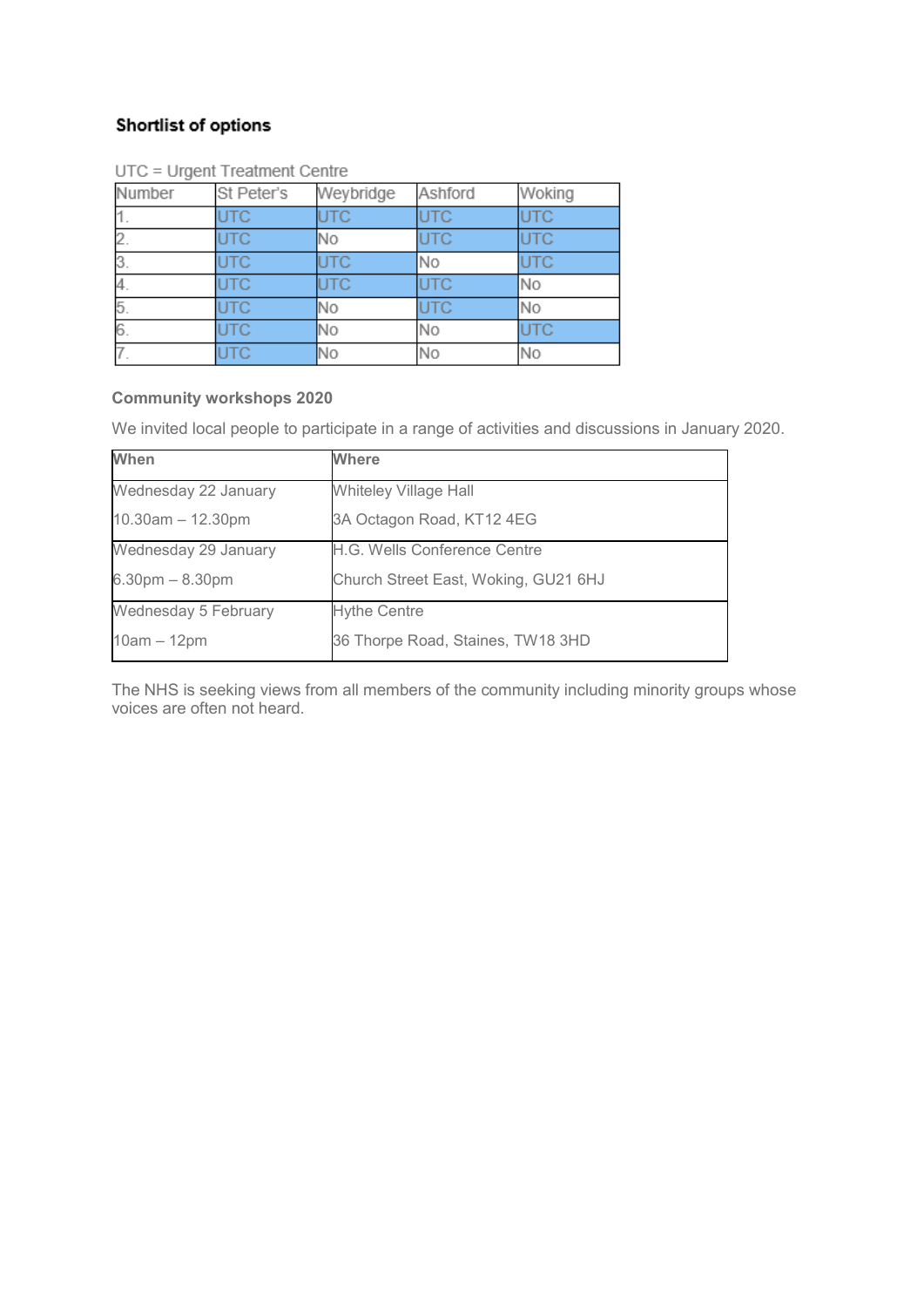## Shortlist of options

UTC = Urgent Treatment Centre

| Number | St Peter's | Weybridge | Ashford | Woking |
|---|---|---|---|---|
| 1. | UTC | UTC | UTC | UTC |
| 2. | UTC | No | UTC | UTC |
| 3. | UTC | UTC | No | UTC |
| 4. | UTC | UTC | UTC | No |
| 5. | UTC | No | UTC | No |
| 6. | UTC | No | No | UTC |
| 7. | UTC | No | No | No |

### Community workshops 2020

We invited local people to participate in a range of activities and discussions in January 2020.

| When | Where |
|---|---|
| Wednesday 22 January<br>10.30am – 12.30pm | Whiteley Village Hall<br>3A Octagon Road, KT12 4EG |
| Wednesday 29 January<br>6.30pm – 8.30pm | H.G. Wells Conference Centre<br>Church Street East, Woking, GU21 6HJ |
| Wednesday 5 February<br>10am – 12pm | Hythe Centre<br>36 Thorpe Road, Staines, TW18 3HD |

The NHS is seeking views from all members of the community including minority groups whose voices are often not heard.